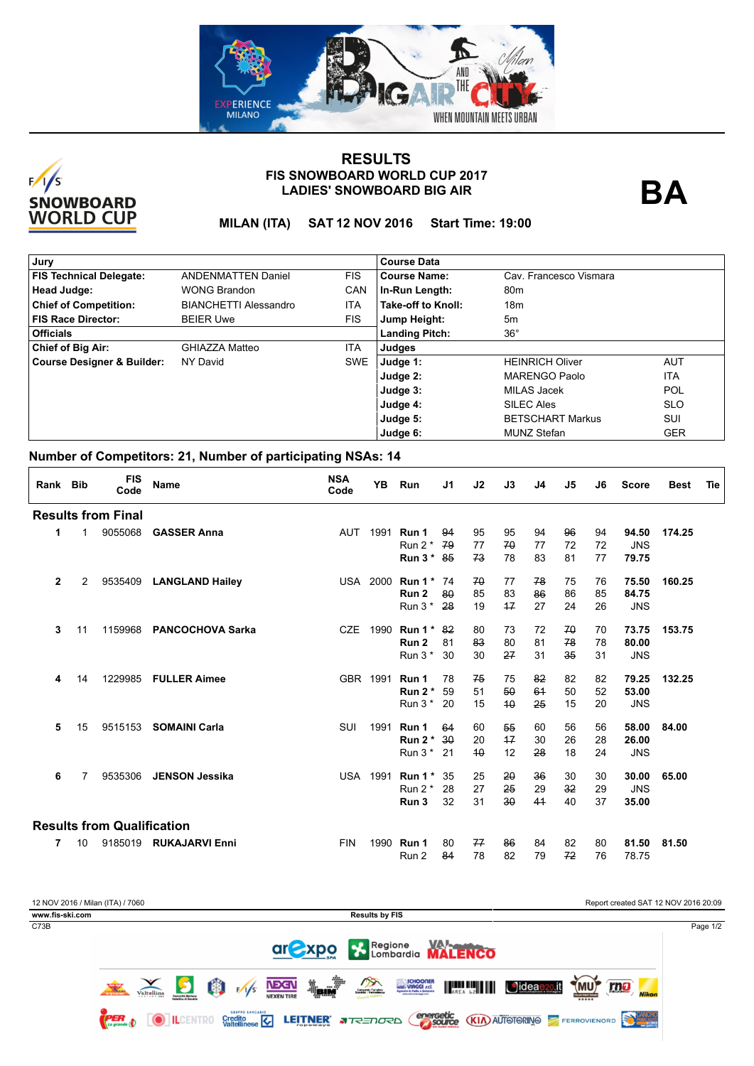# RESULTS

## FIS SNOWBOARD WORLD CUP 2017

## LADIES' SNOWBOARD BIG AIR

**BA**

**MILAN (ITA) SAT 12 NOV 2016 Start Time: 19:00**

| Jury | | | Course Data | | |
|---|---|---|---|---|---|
| **FIS Technical Delegate:** | ANDENMATTEN Daniel | FIS | **Course Name:** | Cav. Francesco Vismara | |
| **Head Judge:** | WONG Brandon | CAN | **In-Run Length:** | 80m | |
| **Chief of Competition:** | BIANCHETTI Alessandro | ITA | **Take-off to Knoll:** | 18m | |
| **FIS Race Director:** | BEIER Uwe | FIS | **Jump Height:** | 5m | |
| **Officials** | | | **Landing Pitch:** | 36° | |
| **Chief of Big Air:** | GHIAZZA Matteo | ITA | **Judges** | | |
| **Course Designer & Builder:** | NY David | SWE | **Judge 1:** | HEINRICH Oliver | AUT |
| | | | **Judge 2:** | MARENGO Paolo | ITA |
| | | | **Judge 3:** | MILAS Jacek | POL |
| | | | **Judge 4:** | SILEC Ales | SLO |
| | | | **Judge 5:** | BETSCHART Markus | SUI |
| | | | **Judge 6:** | MUNZ Stefan | GER |

**Number of Competitors: 21, Number of participating NSAs: 14**

| Rank | Bib | FIS Code | Name | NSA Code | YB | Run | J1 | J2 | J3 | J4 | J5 | J6 | Score | Best | Tie |
|---|---|---|---|---|---|---|---|---|---|---|---|---|---|---|---|
| **Results from Final** | | | | | | | | | | | | | | | |
| **1** | 1 | 9055068 | **GASSER Anna** | AUT | 1991 | **Run 1** | ~~94~~ | 95 | 95 | 94 | ~~96~~ | 94 | **94.50** | **174.25** | |
| | | | | | | Run 2 * | ~~79~~ | 77 | ~~70~~ | 77 | 72 | 72 | JNS | | |
| | | | | | | **Run 3 *** | ~~85~~ | ~~73~~ | 78 | 83 | 81 | 77 | **79.75** | | |
| **2** | 2 | 9535409 | **LANGLAND Hailey** | USA | 2000 | **Run 1 *** | 74 | ~~70~~ | 77 | ~~78~~ | 75 | 76 | **75.50** | **160.25** | |
| | | | | | | **Run 2** | ~~80~~ | 85 | 83 | ~~86~~ | 86 | 85 | **84.75** | | |
| | | | | | | Run 3 * | ~~28~~ | 19 | ~~17~~ | 27 | 24 | 26 | JNS | | |
| **3** | 11 | 1159968 | **PANCOCHOVA Sarka** | CZE | 1990 | **Run 1 *** | ~~82~~ | 80 | 73 | 72 | ~~70~~ | 70 | **73.75** | **153.75** | |
| | | | | | | **Run 2** | 81 | ~~83~~ | 80 | 81 | ~~78~~ | 78 | **80.00** | | |
| | | | | | | Run 3 * | 30 | 30 | ~~27~~ | 31 | ~~35~~ | 31 | JNS | | |
| **4** | 14 | 1229985 | **FULLER Aimee** | GBR | 1991 | **Run 1** | 78 | ~~75~~ | 75 | ~~82~~ | 82 | 82 | **79.25** | **132.25** | |
| | | | | | | **Run 2 *** | 59 | 51 | ~~50~~ | ~~61~~ | 50 | 52 | **53.00** | | |
| | | | | | | Run 3 * | 20 | 15 | ~~10~~ | ~~25~~ | 15 | 20 | JNS | | |
| **5** | 15 | 9515153 | **SOMAINI Carla** | SUI | 1991 | **Run 1** | ~~64~~ | 60 | ~~55~~ | 60 | 56 | 56 | **58.00** | **84.00** | |
| | | | | | | **Run 2 *** | ~~30~~ | 20 | ~~17~~ | 30 | 26 | 28 | **26.00** | | |
| | | | | | | Run 3 * | 21 | ~~10~~ | 12 | ~~28~~ | 18 | 24 | JNS | | |
| **6** | 7 | 9535306 | **JENSON Jessika** | USA | 1991 | **Run 1 *** | 35 | 25 | ~~20~~ | ~~36~~ | 30 | 30 | **30.00** | **65.00** | |
| | | | | | | Run 2 * | 28 | 27 | ~~25~~ | 29 | ~~32~~ | 29 | JNS | | |
| | | | | | | **Run 3** | 32 | 31 | ~~30~~ | ~~41~~ | 40 | 37 | **35.00** | | |
| **Results from Qualification** | | | | | | | | | | | | | | | |
| **7** | 10 | 9185019 | **RUKAJARVI Enni** | FIN | 1990 | **Run 1** | 80 | ~~77~~ | ~~86~~ | 84 | 82 | 80 | **81.50** | **81.50** | |
| | | | | | | Run 2 | ~~84~~ | 78 | 82 | 79 | ~~72~~ | 76 | 78.75 | | |

12 NOV 2016 / Milan (ITA) / 7060

Report created SAT 12 NOV 2016 20:09

www.fis-ski.com

Results by FIS

C73B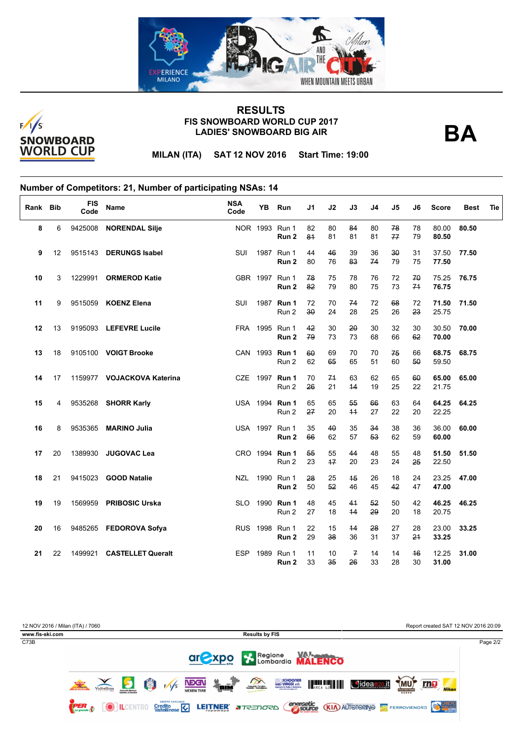# RESULTS

## FIS SNOWBOARD WORLD CUP 2017
## LADIES' SNOWBOARD BIG AIR

**BA**

**MILAN (ITA) SAT 12 NOV 2016 Start Time: 19:00**

**Number of Competitors: 21, Number of participating NSAs: 14**

| Rank | Bib | FIS Code | Name | NSA Code | YB | Run | J1 | J2 | J3 | J4 | J5 | J6 | Score | Best | Tie |
|---|---|---|---|---|---|---|---|---|---|---|---|---|---|---|---|
| 8 | 6 | 9425008 | **NORENDAL Silje** | NOR | 1993 | Run 1 | 82 | 80 | ~~84~~ | 80 | ~~78~~ | 78 | 80.00 | **80.50** | |
| | | | | | | **Run 2** | ~~81~~ | 81 | 81 | 81 | ~~77~~ | 79 | **80.50** | | |
| 9 | 12 | 9515143 | **DERUNGS Isabel** | SUI | 1987 | Run 1 | 44 | ~~46~~ | 39 | 36 | ~~30~~ | 31 | 37.50 | **77.50** | |
| | | | | | | **Run 2** | 80 | 76 | ~~83~~ | ~~74~~ | 79 | 75 | **77.50** | | |
| 10 | 3 | 1229991 | **ORMEROD Katie** | GBR | 1997 | Run 1 | ~~78~~ | 75 | 78 | 76 | 72 | ~~70~~ | 75.25 | **76.75** | |
| | | | | | | **Run 2** | ~~82~~ | 79 | 80 | 75 | 73 | ~~71~~ | **76.75** | | |
| 11 | 9 | 9515059 | **KOENZ Elena** | SUI | 1987 | **Run 1** | 72 | 70 | ~~74~~ | 72 | ~~68~~ | 72 | **71.50** | **71.50** | |
| | | | | | | Run 2 | ~~30~~ | 24 | 28 | 25 | 26 | ~~23~~ | 25.75 | | |
| 12 | 13 | 9195093 | **LEFEVRE Lucile** | FRA | 1995 | Run 1 | ~~42~~ | 30 | ~~20~~ | 30 | 32 | 30 | 30.50 | **70.00** | |
| | | | | | | **Run 2** | ~~79~~ | 73 | 73 | 68 | 66 | ~~62~~ | **70.00** | | |
| 13 | 18 | 9105100 | **VOIGT Brooke** | CAN | 1993 | **Run 1** | ~~60~~ | 69 | 70 | 70 | ~~75~~ | 66 | **68.75** | **68.75** | |
| | | | | | | Run 2 | 62 | ~~65~~ | 65 | 51 | 60 | ~~50~~ | 59.50 | | |
| 14 | 17 | 1159977 | **VOJACKOVA Katerina** | CZE | 1997 | **Run 1** | 70 | ~~71~~ | 63 | 62 | 65 | ~~60~~ | **65.00** | **65.00** | |
| | | | | | | Run 2 | ~~26~~ | 21 | ~~14~~ | 19 | 25 | 22 | 21.75 | | |
| 15 | 4 | 9535268 | **SHORR Karly** | USA | 1994 | **Run 1** | 65 | 65 | ~~55~~ | ~~66~~ | 63 | 64 | **64.25** | **64.25** | |
| | | | | | | Run 2 | ~~27~~ | 20 | ~~11~~ | 27 | 22 | 20 | 22.25 | | |
| 16 | 8 | 9535365 | **MARINO Julia** | USA | 1997 | Run 1 | 35 | ~~40~~ | 35 | ~~34~~ | 38 | 36 | 36.00 | **60.00** | |
| | | | | | | **Run 2** | ~~66~~ | 62 | 57 | ~~53~~ | 62 | 59 | **60.00** | | |
| 17 | 20 | 1389930 | **JUGOVAC Lea** | CRO | 1994 | **Run 1** | ~~55~~ | 55 | ~~44~~ | 48 | 55 | 48 | **51.50** | **51.50** | |
| | | | | | | Run 2 | 23 | ~~17~~ | 20 | 23 | 24 | ~~25~~ | 22.50 | | |
| 18 | 21 | 9415023 | **GOOD Natalie** | NZL | 1990 | Run 1 | ~~28~~ | 25 | ~~15~~ | 26 | 18 | 24 | 23.25 | **47.00** | |
| | | | | | | **Run 2** | 50 | ~~52~~ | 46 | 45 | ~~42~~ | 47 | **47.00** | | |
| 19 | 19 | 1569959 | **PRIBOSIC Urska** | SLO | 1990 | **Run 1** | 48 | 45 | ~~41~~ | ~~52~~ | 50 | 42 | **46.25** | **46.25** | |
| | | | | | | Run 2 | 27 | 18 | ~~14~~ | ~~29~~ | 20 | 18 | 20.75 | | |
| 20 | 16 | 9485265 | **FEDOROVA Sofya** | RUS | 1998 | Run 1 | 22 | 15 | ~~11~~ | ~~28~~ | 27 | 28 | 23.00 | **33.25** | |
| | | | | | | **Run 2** | 29 | ~~38~~ | 36 | 31 | 37 | ~~21~~ | **33.25** | | |
| 21 | 22 | 1499921 | **CASTELLET Queralt** | ESP | 1989 | Run 1 | 11 | 10 | ~~7~~ | 14 | 14 | ~~16~~ | 12.25 | **31.00** | |
| | | | | | | **Run 2** | 33 | ~~35~~ | ~~26~~ | 33 | 28 | 30 | **31.00** | | |

12 NOV 2016 / Milan (ITA) / 7060

Report created SAT 12 NOV 2016 20:09

www.fis-ski.com

Results by FIS

C73B